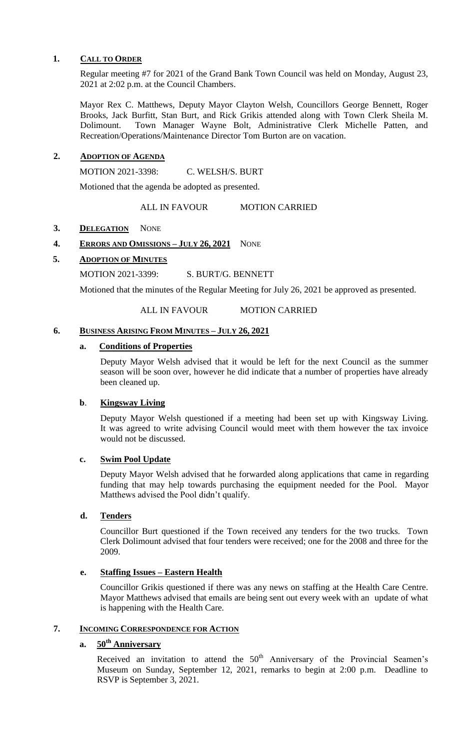## 1. CALL TO ORDER

Regular meeting #7 for 2021 of the Grand Bank Town Council was held on Monday, August 23, 2021 at 2:02 p.m. at the Council Chambers.

Mayor Rex C. Matthews, Deputy Mayor Clayton Welsh, Councillors George Bennett, Roger Brooks, Jack Burfitt, Stan Burt, and Rick Grikis attended along with Town Clerk Sheila M. Dolimount. Town Manager Wayne Bolt, Administrative Clerk Michelle Patten, and Recreation/Operations/Maintenance Director Tom Burton are on vacation.

## 2. ADOPTION OF AGENDA

MOTION 2021-3398: C. WELSH/S. BURT

Motioned that the agenda be adopted as presented.

ALL IN FAVOUR MOTION CARRIED

## 3. DELEGATION NONE

## 4. ERRORS AND OMISSIONS – JULY 26, 2021 NONE

## 5. ADOPTION OF MINUTES

MOTION 2021-3399: S. BURT/G. BENNETT

Motioned that the minutes of the Regular Meeting for July 26, 2021 be approved as presented.

ALL IN FAVOUR MOTION CARRIED

## 6. BUSINESS ARISING FROM MINUTES – JULY 26, 2021

### a. Conditions of Properties

Deputy Mayor Welsh advised that it would be left for the next Council as the summer season will be soon over, however he did indicate that a number of properties have already been cleaned up.

### b. Kingsway Living

Deputy Mayor Welsh questioned if a meeting had been set up with Kingsway Living. It was agreed to write advising Council would meet with them however the tax invoice would not be discussed.

### c. Swim Pool Update

Deputy Mayor Welsh advised that he forwarded along applications that came in regarding funding that may help towards purchasing the equipment needed for the Pool. Mayor Matthews advised the Pool didn't qualify.

### d. Tenders

Councillor Burt questioned if the Town received any tenders for the two trucks. Town Clerk Dolimount advised that four tenders were received; one for the 2008 and three for the 2009.

### e. Staffing Issues – Eastern Health

Councillor Grikis questioned if there was any news on staffing at the Health Care Centre. Mayor Matthews advised that emails are being sent out every week with an update of what is happening with the Health Care.

## 7. INCOMING CORRESPONDENCE FOR ACTION

### a. 50th Anniversary

Received an invitation to attend the 50th Anniversary of the Provincial Seamen's Museum on Sunday, September 12, 2021, remarks to begin at 2:00 p.m. Deadline to RSVP is September 3, 2021.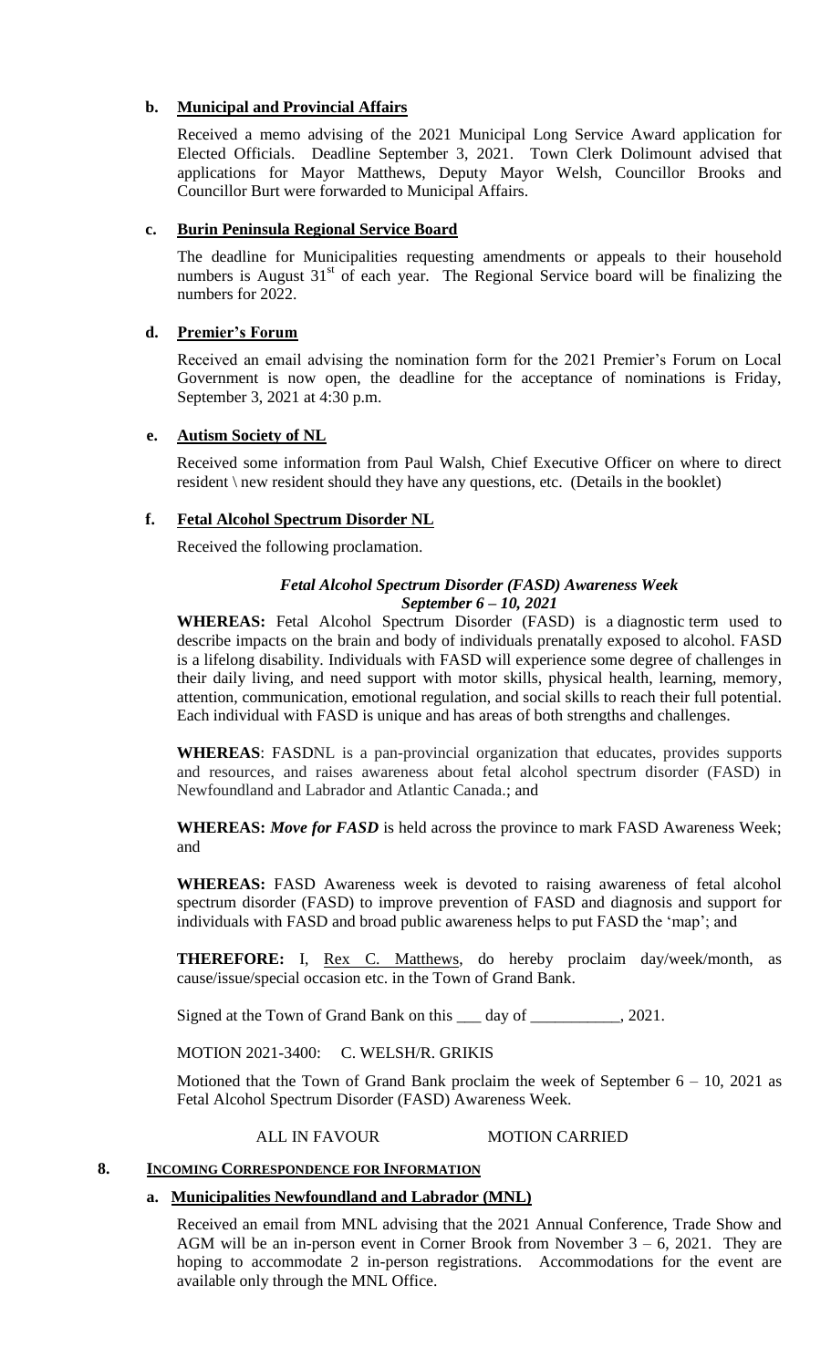**b. Municipal and Provincial Affairs**

Received a memo advising of the 2021 Municipal Long Service Award application for Elected Officials. Deadline September 3, 2021. Town Clerk Dolimount advised that applications for Mayor Matthews, Deputy Mayor Welsh, Councillor Brooks and Councillor Burt were forwarded to Municipal Affairs.

**c. Burin Peninsula Regional Service Board**

The deadline for Municipalities requesting amendments or appeals to their household numbers is August 31st of each year. The Regional Service board will be finalizing the numbers for 2022.

**d. Premier's Forum**

Received an email advising the nomination form for the 2021 Premier's Forum on Local Government is now open, the deadline for the acceptance of nominations is Friday, September 3, 2021 at 4:30 p.m.

**e. Autism Society of NL**

Received some information from Paul Walsh, Chief Executive Officer on where to direct resident \ new resident should they have any questions, etc. (Details in the booklet)

**f. Fetal Alcohol Spectrum Disorder NL**

Received the following proclamation.

***Fetal Alcohol Spectrum Disorder (FASD) Awareness Week***
***September 6 – 10, 2021***

**WHEREAS:** Fetal Alcohol Spectrum Disorder (FASD) is a diagnostic term used to describe impacts on the brain and body of individuals prenatally exposed to alcohol. FASD is a lifelong disability. Individuals with FASD will experience some degree of challenges in their daily living, and need support with motor skills, physical health, learning, memory, attention, communication, emotional regulation, and social skills to reach their full potential. Each individual with FASD is unique and has areas of both strengths and challenges.

**WHEREAS**: FASDNL is a pan-provincial organization that educates, provides supports and resources, and raises awareness about fetal alcohol spectrum disorder (FASD) in Newfoundland and Labrador and Atlantic Canada.; and

**WHEREAS:** ***Move for FASD*** is held across the province to mark FASD Awareness Week; and

**WHEREAS:** FASD Awareness week is devoted to raising awareness of fetal alcohol spectrum disorder (FASD) to improve prevention of FASD and diagnosis and support for individuals with FASD and broad public awareness helps to put FASD the 'map'; and

**THEREFORE:** I, Rex C. Matthews, do hereby proclaim day/week/month, as cause/issue/special occasion etc. in the Town of Grand Bank.

Signed at the Town of Grand Bank on this ___ day of ___________, 2021.

MOTION 2021-3400: C. WELSH/R. GRIKIS

Motioned that the Town of Grand Bank proclaim the week of September 6 – 10, 2021 as Fetal Alcohol Spectrum Disorder (FASD) Awareness Week.

ALL IN FAVOUR MOTION CARRIED

## 8. INCOMING CORRESPONDENCE FOR INFORMATION

**a. Municipalities Newfoundland and Labrador (MNL)**

Received an email from MNL advising that the 2021 Annual Conference, Trade Show and AGM will be an in-person event in Corner Brook from November 3 – 6, 2021. They are hoping to accommodate 2 in-person registrations. Accommodations for the event are available only through the MNL Office.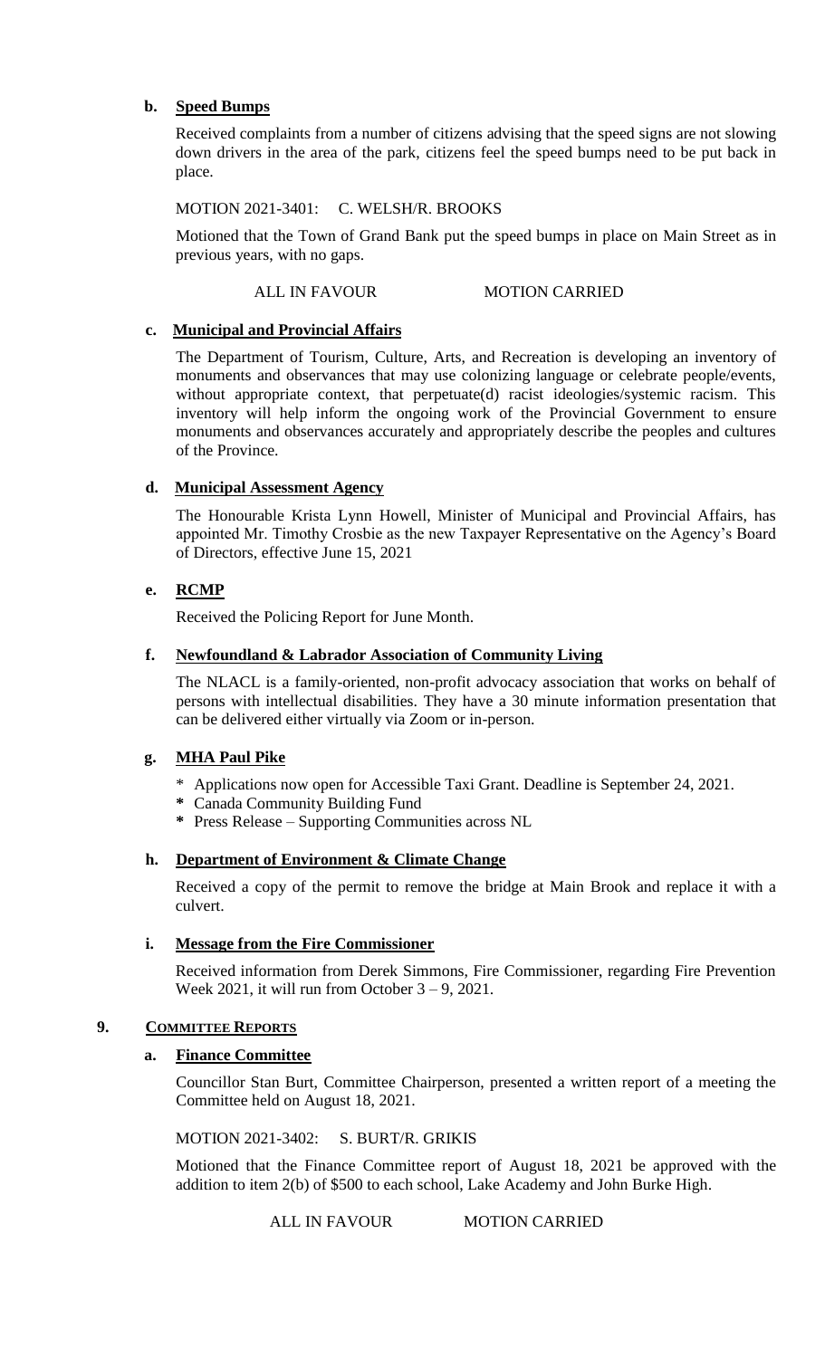**b. Speed Bumps**

Received complaints from a number of citizens advising that the speed signs are not slowing down drivers in the area of the park, citizens feel the speed bumps need to be put back in place.

MOTION 2021-3401: C. WELSH/R. BROOKS

Motioned that the Town of Grand Bank put the speed bumps in place on Main Street as in previous years, with no gaps.

ALL IN FAVOUR MOTION CARRIED

**c. Municipal and Provincial Affairs**

The Department of Tourism, Culture, Arts, and Recreation is developing an inventory of monuments and observances that may use colonizing language or celebrate people/events, without appropriate context, that perpetuate(d) racist ideologies/systemic racism. This inventory will help inform the ongoing work of the Provincial Government to ensure monuments and observances accurately and appropriately describe the peoples and cultures of the Province.

**d. Municipal Assessment Agency**

The Honourable Krista Lynn Howell, Minister of Municipal and Provincial Affairs, has appointed Mr. Timothy Crosbie as the new Taxpayer Representative on the Agency's Board of Directors, effective June 15, 2021

**e. RCMP**

Received the Policing Report for June Month.

**f. Newfoundland & Labrador Association of Community Living**

The NLACL is a family-oriented, non-profit advocacy association that works on behalf of persons with intellectual disabilities. They have a 30 minute information presentation that can be delivered either virtually via Zoom or in-person.

**g. MHA Paul Pike**

* Applications now open for Accessible Taxi Grant. Deadline is September 24, 2021.
* Canada Community Building Fund
* Press Release – Supporting Communities across NL

**h. Department of Environment & Climate Change**

Received a copy of the permit to remove the bridge at Main Brook and replace it with a culvert.

**i. Message from the Fire Commissioner**

Received information from Derek Simmons, Fire Commissioner, regarding Fire Prevention Week 2021, it will run from October 3 – 9, 2021.

## 9. COMMITTEE REPORTS

**a. Finance Committee**

Councillor Stan Burt, Committee Chairperson, presented a written report of a meeting the Committee held on August 18, 2021.

MOTION 2021-3402: S. BURT/R. GRIKIS

Motioned that the Finance Committee report of August 18, 2021 be approved with the addition to item 2(b) of $500 to each school, Lake Academy and John Burke High.

ALL IN FAVOUR MOTION CARRIED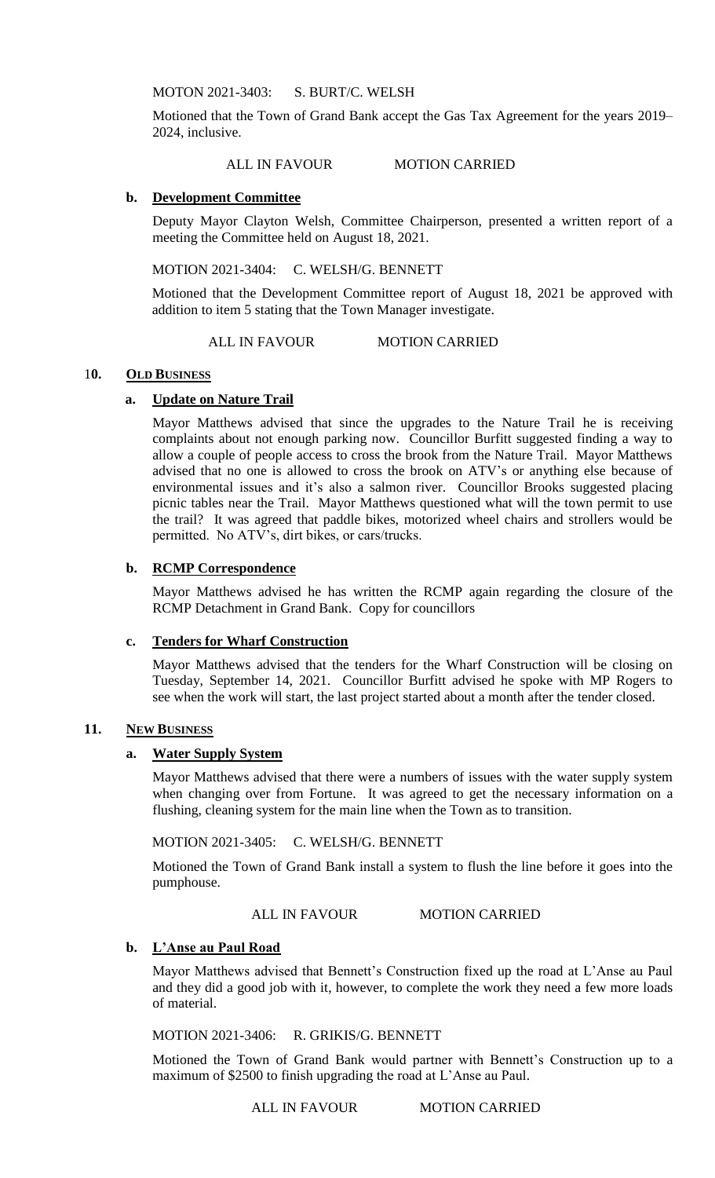MOTON 2021-3403: S. BURT/C. WELSH

Motioned that the Town of Grand Bank accept the Gas Tax Agreement for the years 2019–2024, inclusive.

ALL IN FAVOUR MOTION CARRIED

**b. Development Committee**

Deputy Mayor Clayton Welsh, Committee Chairperson, presented a written report of a meeting the Committee held on August 18, 2021.

MOTION 2021-3404: C. WELSH/G. BENNETT

Motioned that the Development Committee report of August 18, 2021 be approved with addition to item 5 stating that the Town Manager investigate.

ALL IN FAVOUR MOTION CARRIED

## 10. OLD BUSINESS

**a. Update on Nature Trail**

Mayor Matthews advised that since the upgrades to the Nature Trail he is receiving complaints about not enough parking now. Councillor Burfitt suggested finding a way to allow a couple of people access to cross the brook from the Nature Trail. Mayor Matthews advised that no one is allowed to cross the brook on ATV's or anything else because of environmental issues and it's also a salmon river. Councillor Brooks suggested placing picnic tables near the Trail. Mayor Matthews questioned what will the town permit to use the trail? It was agreed that paddle bikes, motorized wheel chairs and strollers would be permitted. No ATV's, dirt bikes, or cars/trucks.

**b. RCMP Correspondence**

Mayor Matthews advised he has written the RCMP again regarding the closure of the RCMP Detachment in Grand Bank. Copy for councillors

**c. Tenders for Wharf Construction**

Mayor Matthews advised that the tenders for the Wharf Construction will be closing on Tuesday, September 14, 2021. Councillor Burfitt advised he spoke with MP Rogers to see when the work will start, the last project started about a month after the tender closed.

## 11. NEW BUSINESS

**a. Water Supply System**

Mayor Matthews advised that there were a numbers of issues with the water supply system when changing over from Fortune. It was agreed to get the necessary information on a flushing, cleaning system for the main line when the Town as to transition.

MOTION 2021-3405: C. WELSH/G. BENNETT

Motioned the Town of Grand Bank install a system to flush the line before it goes into the pumphouse.

ALL IN FAVOUR MOTION CARRIED

**b. L'Anse au Paul Road**

Mayor Matthews advised that Bennett's Construction fixed up the road at L'Anse au Paul and they did a good job with it, however, to complete the work they need a few more loads of material.

MOTION 2021-3406: R. GRIKIS/G. BENNETT

Motioned the Town of Grand Bank would partner with Bennett's Construction up to a maximum of $2500 to finish upgrading the road at L'Anse au Paul.

ALL IN FAVOUR MOTION CARRIED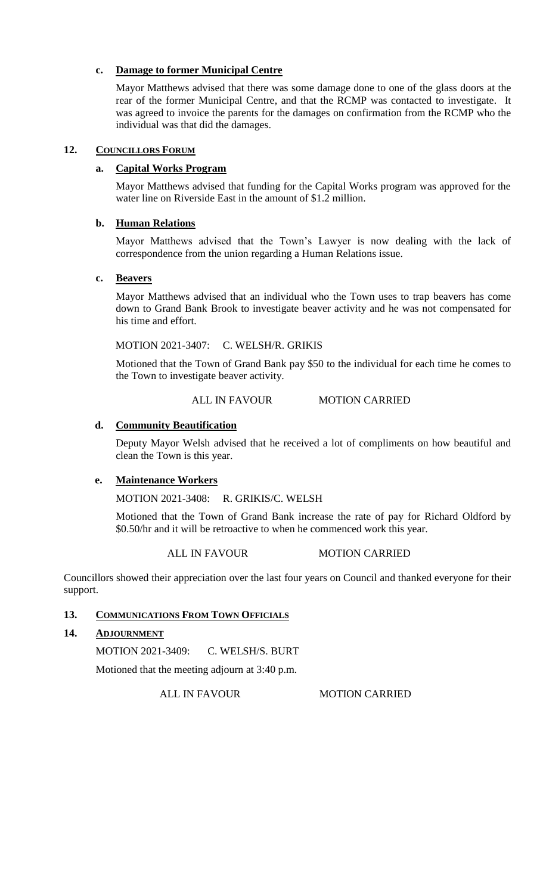#### c. **Damage to former Municipal Centre**

Mayor Matthews advised that there was some damage done to one of the glass doors at the rear of the former Municipal Centre, and that the RCMP was contacted to investigate. It was agreed to invoice the parents for the damages on confirmation from the RCMP who the individual was that did the damages.

## 12. COUNCILLORS FORUM

#### a. **Capital Works Program**

Mayor Matthews advised that funding for the Capital Works program was approved for the water line on Riverside East in the amount of $1.2 million.

#### b. **Human Relations**

Mayor Matthews advised that the Town's Lawyer is now dealing with the lack of correspondence from the union regarding a Human Relations issue.

#### c. **Beavers**

Mayor Matthews advised that an individual who the Town uses to trap beavers has come down to Grand Bank Brook to investigate beaver activity and he was not compensated for his time and effort.

MOTION 2021-3407: C. WELSH/R. GRIKIS

Motioned that the Town of Grand Bank pay $50 to the individual for each time he comes to the Town to investigate beaver activity.

ALL IN FAVOUR MOTION CARRIED

#### d. **Community Beautification**

Deputy Mayor Welsh advised that he received a lot of compliments on how beautiful and clean the Town is this year.

#### e. **Maintenance Workers**

MOTION 2021-3408: R. GRIKIS/C. WELSH

Motioned that the Town of Grand Bank increase the rate of pay for Richard Oldford by $0.50/hr and it will be retroactive to when he commenced work this year.

ALL IN FAVOUR MOTION CARRIED

Councillors showed their appreciation over the last four years on Council and thanked everyone for their support.

## 13. COMMUNICATIONS FROM TOWN OFFICIALS

## 14. ADJOURNMENT

MOTION 2021-3409: C. WELSH/S. BURT

Motioned that the meeting adjourn at 3:40 p.m.

ALL IN FAVOUR MOTION CARRIED